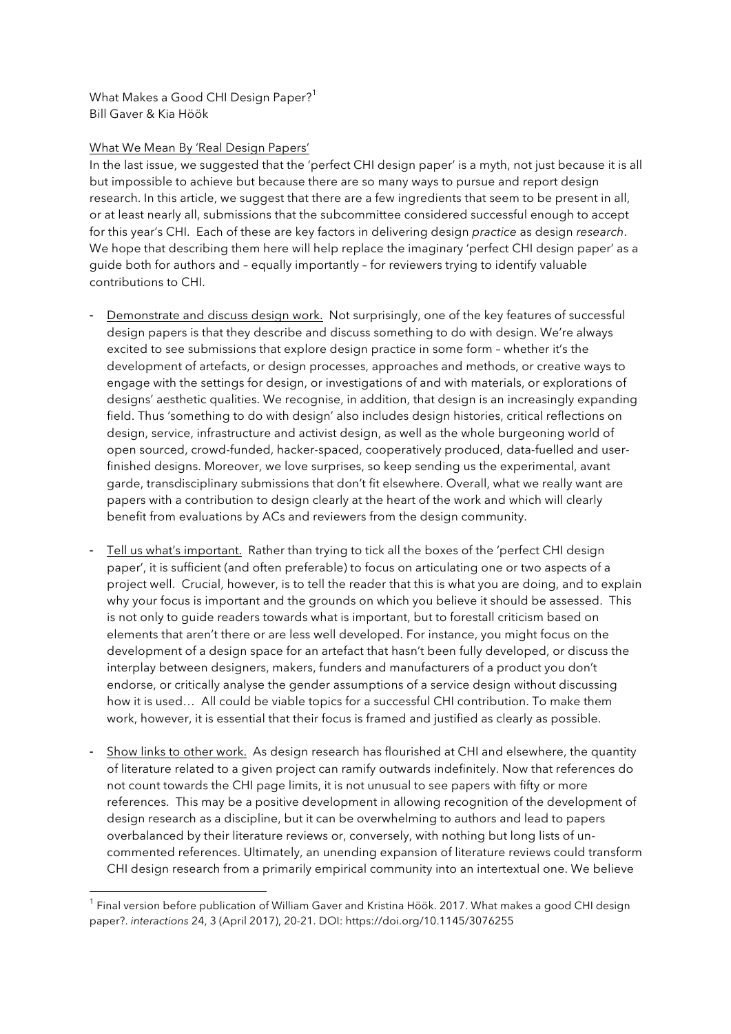What Makes a Good CHI Design Paper?[1]
Bill Gaver & Kia Höök

What We Mean By 'Real Design Papers'

In the last issue, we suggested that the 'perfect CHI design paper' is a myth, not just because it is all but impossible to achieve but because there are so many ways to pursue and report design research. In this article, we suggest that there are a few ingredients that seem to be present in all, or at least nearly all, submissions that the subcommittee considered successful enough to accept for this year's CHI. Each of these are key factors in delivering design *practice* as design *research*. We hope that describing them here will help replace the imaginary 'perfect CHI design paper' as a guide both for authors and – equally importantly – for reviewers trying to identify valuable contributions to CHI.

- Demonstrate and discuss design work. Not surprisingly, one of the key features of successful design papers is that they describe and discuss something to do with design. We're always excited to see submissions that explore design practice in some form – whether it's the development of artefacts, or design processes, approaches and methods, or creative ways to engage with the settings for design, or investigations of and with materials, or explorations of designs' aesthetic qualities. We recognise, in addition, that design is an increasingly expanding field. Thus 'something to do with design' also includes design histories, critical reflections on design, service, infrastructure and activist design, as well as the whole burgeoning world of open sourced, crowd-funded, hacker-spaced, cooperatively produced, data-fuelled and user-finished designs. Moreover, we love surprises, so keep sending us the experimental, avant garde, transdisciplinary submissions that don't fit elsewhere. Overall, what we really want are papers with a contribution to design clearly at the heart of the work and which will clearly benefit from evaluations by ACs and reviewers from the design community.

- Tell us what's important. Rather than trying to tick all the boxes of the 'perfect CHI design paper', it is sufficient (and often preferable) to focus on articulating one or two aspects of a project well. Crucial, however, is to tell the reader that this is what you are doing, and to explain why your focus is important and the grounds on which you believe it should be assessed. This is not only to guide readers towards what is important, but to forestall criticism based on elements that aren't there or are less well developed. For instance, you might focus on the development of a design space for an artefact that hasn't been fully developed, or discuss the interplay between designers, makers, funders and manufacturers of a product you don't endorse, or critically analyse the gender assumptions of a service design without discussing how it is used… All could be viable topics for a successful CHI contribution. To make them work, however, it is essential that their focus is framed and justified as clearly as possible.

- Show links to other work. As design research has flourished at CHI and elsewhere, the quantity of literature related to a given project can ramify outwards indefinitely. Now that references do not count towards the CHI page limits, it is not unusual to see papers with fifty or more references. This may be a positive development in allowing recognition of the development of design research as a discipline, but it can be overwhelming to authors and lead to papers overbalanced by their literature reviews or, conversely, with nothing but long lists of un-commented references. Ultimately, an unending expansion of literature reviews could transform CHI design research from a primarily empirical community into an intertextual one. We believe

[1] Final version before publication of William Gaver and Kristina Höök. 2017. What makes a good CHI design paper?. *interactions* 24, 3 (April 2017), 20-21. DOI: https://doi.org/10.1145/3076255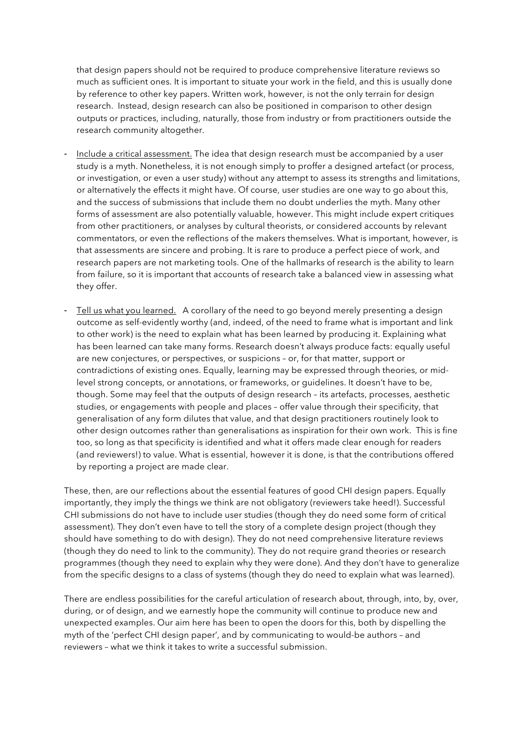that design papers should not be required to produce comprehensive literature reviews so much as sufficient ones. It is important to situate your work in the field, and this is usually done by reference to other key papers. Written work, however, is not the only terrain for design research. Instead, design research can also be positioned in comparison to other design outputs or practices, including, naturally, those from industry or from practitioners outside the research community altogether.

- Include a critical assessment. The idea that design research must be accompanied by a user study is a myth. Nonetheless, it is not enough simply to proffer a designed artefact (or process, or investigation, or even a user study) without any attempt to assess its strengths and limitations, or alternatively the effects it might have. Of course, user studies are one way to go about this, and the success of submissions that include them no doubt underlies the myth. Many other forms of assessment are also potentially valuable, however. This might include expert critiques from other practitioners, or analyses by cultural theorists, or considered accounts by relevant commentators, or even the reflections of the makers themselves. What is important, however, is that assessments are sincere and probing. It is rare to produce a perfect piece of work, and research papers are not marketing tools. One of the hallmarks of research is the ability to learn from failure, so it is important that accounts of research take a balanced view in assessing what they offer.

- Tell us what you learned. A corollary of the need to go beyond merely presenting a design outcome as self-evidently worthy (and, indeed, of the need to frame what is important and link to other work) is the need to explain what has been learned by producing it. Explaining what has been learned can take many forms. Research doesn't always produce facts: equally useful are new conjectures, or perspectives, or suspicions – or, for that matter, support or contradictions of existing ones. Equally, learning may be expressed through theories, or mid-level strong concepts, or annotations, or frameworks, or guidelines. It doesn't have to be, though. Some may feel that the outputs of design research – its artefacts, processes, aesthetic studies, or engagements with people and places – offer value through their specificity, that generalisation of any form dilutes that value, and that design practitioners routinely look to other design outcomes rather than generalisations as inspiration for their own work. This is fine too, so long as that specificity is identified and what it offers made clear enough for readers (and reviewers!) to value. What is essential, however it is done, is that the contributions offered by reporting a project are made clear.

These, then, are our reflections about the essential features of good CHI design papers. Equally importantly, they imply the things we think are not obligatory (reviewers take heed!). Successful CHI submissions do not have to include user studies (though they do need some form of critical assessment). They don't even have to tell the story of a complete design project (though they should have something to do with design). They do not need comprehensive literature reviews (though they do need to link to the community). They do not require grand theories or research programmes (though they need to explain why they were done). And they don't have to generalize from the specific designs to a class of systems (though they do need to explain what was learned).

There are endless possibilities for the careful articulation of research about, through, into, by, over, during, or of design, and we earnestly hope the community will continue to produce new and unexpected examples. Our aim here has been to open the doors for this, both by dispelling the myth of the 'perfect CHI design paper', and by communicating to would-be authors – and reviewers – what we think it takes to write a successful submission.